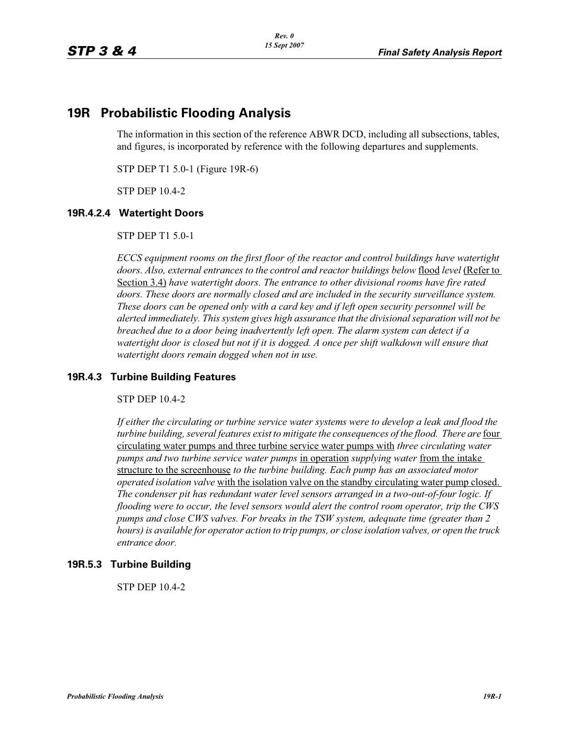# 19R Probabilistic Flooding Analysis

The information in this section of the reference ABWR DCD, including all subsections, tables, and figures, is incorporated by reference with the following departures and supplements.

STP DEP T1 5.0-1 (Figure 19R-6)

STP DEP 10.4-2

## 19R.4.2.4 Watertight Doors

STP DEP T1 5.0-1

*ECCS equipment rooms on the first floor of the reactor and control buildings have watertight doors. Also, external entrances to the control and reactor buildings below* flood *level* (Refer to Section 3.4) *have watertight doors. The entrance to other divisional rooms have fire rated doors. These doors are normally closed and are included in the security surveillance system. These doors can be opened only with a card key and if left open security personnel will be alerted immediately. This system gives high assurance that the divisional separation will not be breached due to a door being inadvertently left open. The alarm system can detect if a watertight door is closed but not if it is dogged. A once per shift walkdown will ensure that watertight doors remain dogged when not in use.*

## 19R.4.3 Turbine Building Features

STP DEP 10.4-2

*If either the circulating or turbine service water systems were to develop a leak and flood the turbine building, several features exist to mitigate the consequences of the flood. There are* four circulating water pumps and three turbine service water pumps with *three circulating water pumps and two turbine service water pumps* in operation *supplying water* from the intake structure to the screenhouse *to the turbine building. Each pump has an associated motor operated isolation valve* with the isolation valve on the standby circulating water pump closed. *The condenser pit has redundant water level sensors arranged in a two-out-of-four logic. If flooding were to occur, the level sensors would alert the control room operator, trip the CWS pumps and close CWS valves. For breaks in the TSW system, adequate time (greater than 2 hours) is available for operator action to trip pumps, or close isolation valves, or open the truck entrance door.*

## 19R.5.3 Turbine Building

STP DEP 10.4-2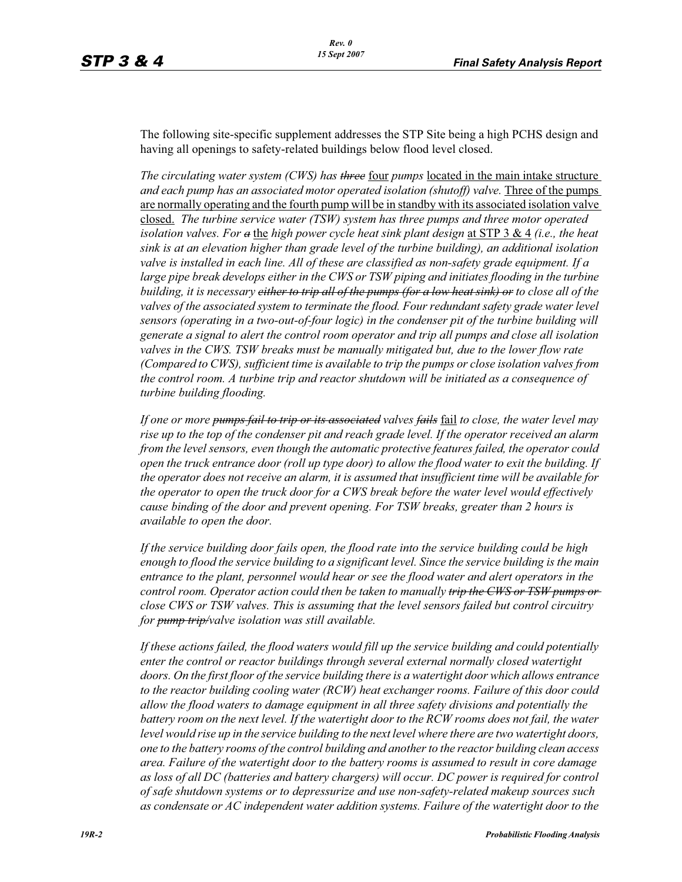The following site-specific supplement addresses the STP Site being a high PCHS design and having all openings to safety-related buildings below flood level closed.

*The circulating water system (CWS) has* ~~*three*~~ four *pumps* located in the main intake structure *and each pump has an associated motor operated isolation (shutoff) valve.* Three of the pumps are normally operating and the fourth pump will be in standby with its associated isolation valve closed. *The turbine service water (TSW) system has three pumps and three motor operated isolation valves. For* ~~*a*~~ the *high power cycle heat sink plant design* at STP 3 & 4 *(i.e., the heat sink is at an elevation higher than grade level of the turbine building), an additional isolation valve is installed in each line. All of these are classified as non-safety grade equipment. If a large pipe break develops either in the CWS or TSW piping and initiates flooding in the turbine building, it is necessary* ~~*either to trip all of the pumps (for a low heat sink) or*~~ *to close all of the valves of the associated system to terminate the flood. Four redundant safety grade water level sensors (operating in a two-out-of-four logic) in the condenser pit of the turbine building will generate a signal to alert the control room operator and trip all pumps and close all isolation valves in the CWS. TSW breaks must be manually mitigated but, due to the lower flow rate (Compared to CWS), sufficient time is available to trip the pumps or close isolation valves from the control room. A turbine trip and reactor shutdown will be initiated as a consequence of turbine building flooding.*

*If one or more* ~~*pumps fail to trip or its associated*~~ *valves* ~~*fails*~~ fail *to close, the water level may rise up to the top of the condenser pit and reach grade level. If the operator received an alarm from the level sensors, even though the automatic protective features failed, the operator could open the truck entrance door (roll up type door) to allow the flood water to exit the building. If the operator does not receive an alarm, it is assumed that insufficient time will be available for the operator to open the truck door for a CWS break before the water level would effectively cause binding of the door and prevent opening. For TSW breaks, greater than 2 hours is available to open the door.*

*If the service building door fails open, the flood rate into the service building could be high enough to flood the service building to a significant level. Since the service building is the main entrance to the plant, personnel would hear or see the flood water and alert operators in the control room. Operator action could then be taken to manually* ~~*trip the CWS or TSW pumps or*~~ *close CWS or TSW valves. This is assuming that the level sensors failed but control circuitry for* ~~*pump trip/*~~*valve isolation was still available.*

*If these actions failed, the flood waters would fill up the service building and could potentially enter the control or reactor buildings through several external normally closed watertight doors. On the first floor of the service building there is a watertight door which allows entrance to the reactor building cooling water (RCW) heat exchanger rooms. Failure of this door could allow the flood waters to damage equipment in all three safety divisions and potentially the battery room on the next level. If the watertight door to the RCW rooms does not fail, the water level would rise up in the service building to the next level where there are two watertight doors, one to the battery rooms of the control building and another to the reactor building clean access area. Failure of the watertight door to the battery rooms is assumed to result in core damage as loss of all DC (batteries and battery chargers) will occur. DC power is required for control of safe shutdown systems or to depressurize and use non-safety-related makeup sources such as condensate or AC independent water addition systems. Failure of the watertight door to the*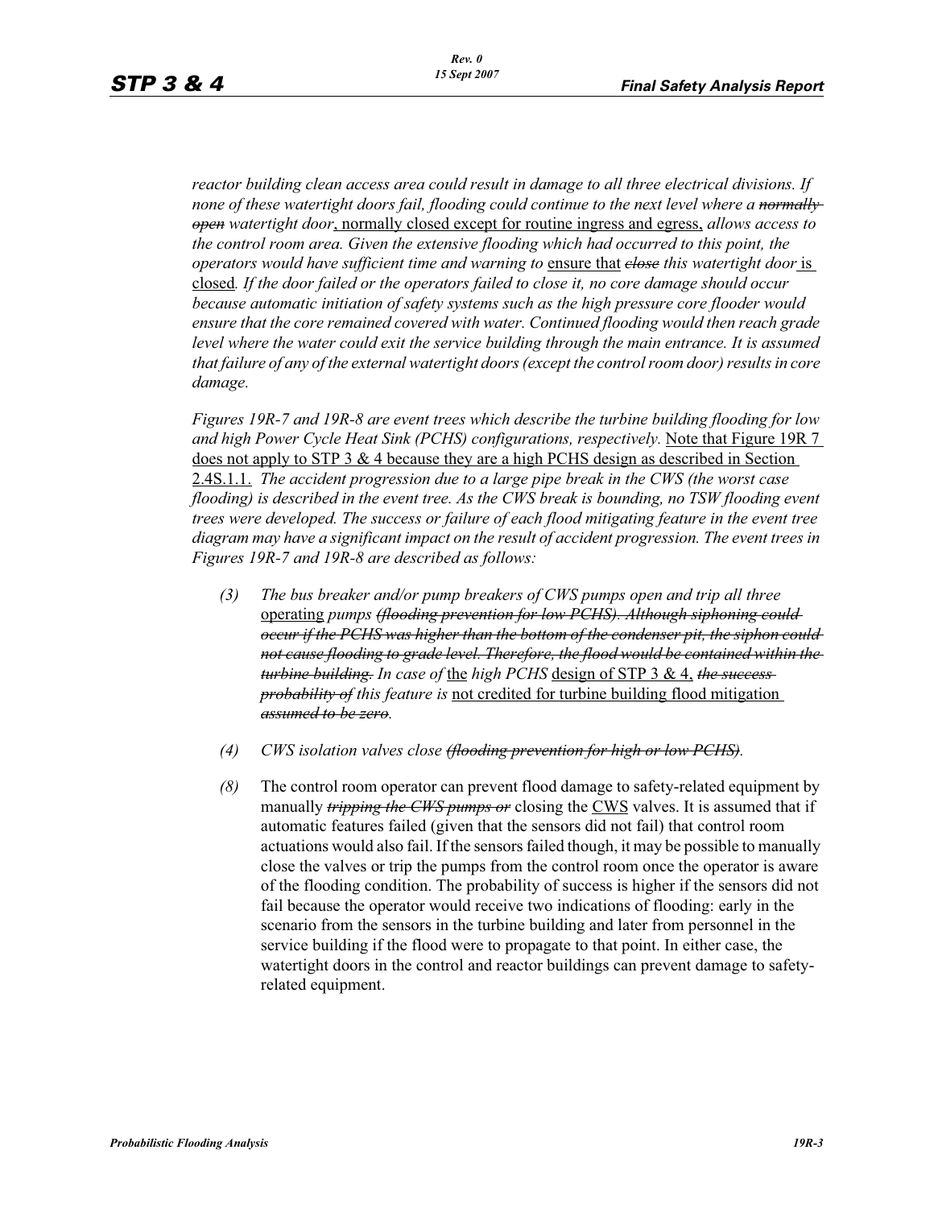*reactor building clean access area could result in damage to all three electrical divisions. If none of these watertight doors fail, flooding could continue to the next level where a ~~normally open~~ watertight door*, normally closed except for routine ingress and egress, *allows access to the control room area. Given the extensive flooding which had occurred to this point, the operators would have sufficient time and warning to* ensure that ~~*close*~~ *this watertight door* is closed*. If the door failed or the operators failed to close it, no core damage should occur because automatic initiation of safety systems such as the high pressure core flooder would ensure that the core remained covered with water. Continued flooding would then reach grade level where the water could exit the service building through the main entrance. It is assumed that failure of any of the external watertight doors (except the control room door) results in core damage.*

*Figures 19R-7 and 19R-8 are event trees which describe the turbine building flooding for low and high Power Cycle Heat Sink (PCHS) configurations, respectively.* Note that Figure 19R 7 does not apply to STP 3 & 4 because they are a high PCHS design as described in Section 2.4S.1.1. *The accident progression due to a large pipe break in the CWS (the worst case flooding) is described in the event tree. As the CWS break is bounding, no TSW flooding event trees were developed. The success or failure of each flood mitigating feature in the event tree diagram may have a significant impact on the result of accident progression. The event trees in Figures 19R-7 and 19R-8 are described as follows:*

- *(3) The bus breaker and/or pump breakers of CWS pumps open and trip all three* operating *pumps ~~(flooding prevention for low PCHS). Although siphoning could occur if the PCHS was higher than the bottom of the condenser pit, the siphon could not cause flooding to grade level. Therefore, the flood would be contained within the turbine building.~~ In case of* the *high PCHS* design of STP 3 & 4, ~~*the success probability of*~~ *this feature is* not credited for turbine building flood mitigation ~~*assumed to be zero*~~.

- *(4) CWS isolation valves close ~~(flooding prevention for high or low PCHS)~~.*

- *(8)* The control room operator can prevent flood damage to safety-related equipment by manually ~~*tripping the CWS pumps or*~~ closing the CWS valves. It is assumed that if automatic features failed (given that the sensors did not fail) that control room actuations would also fail. If the sensors failed though, it may be possible to manually close the valves or trip the pumps from the control room once the operator is aware of the flooding condition. The probability of success is higher if the sensors did not fail because the operator would receive two indications of flooding: early in the scenario from the sensors in the turbine building and later from personnel in the service building if the flood were to propagate to that point. In either case, the watertight doors in the control and reactor buildings can prevent damage to safety-related equipment.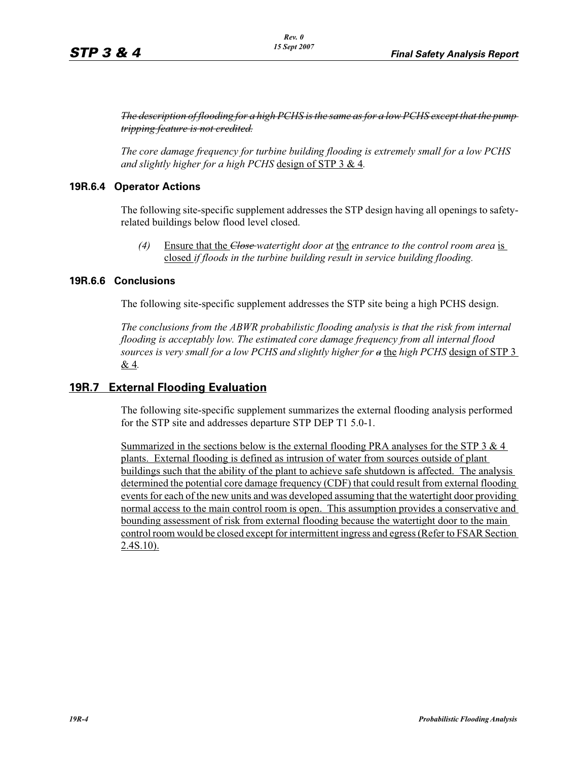~~*The description of flooding for a high PCHS is the same as for a low PCHS except that the pump tripping feature is not credited.*~~

*The core damage frequency for turbine building flooding is extremely small for a low PCHS and slightly higher for a high PCHS* <u>design of STP 3 & 4</u>*.*

### 19R.6.4 Operator Actions

The following site-specific supplement addresses the STP design having all openings to safety-related buildings below flood level closed.

> *(4)* <u>Ensure that the</u> ~~*Close*~~ *watertight door at* <u>the</u> *entrance to the control room area* <u>is closed</u> *if floods in the turbine building result in service building flooding.*

### 19R.6.6 Conclusions

The following site-specific supplement addresses the STP site being a high PCHS design.

*The conclusions from the ABWR probabilistic flooding analysis is that the risk from internal flooding is acceptably low. The estimated core damage frequency from all internal flood sources is very small for a low PCHS and slightly higher for* ~~*a*~~ <u>the</u> *high PCHS* <u>design of STP 3 & 4</u>*.*

## <u>19R.7 External Flooding Evaluation</u>

The following site-specific supplement summarizes the external flooding analysis performed for the STP site and addresses departure STP DEP T1 5.0-1.

<u>Summarized in the sections below is the external flooding PRA analyses for the STP 3 & 4 plants. External flooding is defined as intrusion of water from sources outside of plant buildings such that the ability of the plant to achieve safe shutdown is affected. The analysis determined the potential core damage frequency (CDF) that could result from external flooding events for each of the new units and was developed assuming that the watertight door providing normal access to the main control room is open. This assumption provides a conservative and bounding assessment of risk from external flooding because the watertight door to the main control room would be closed except for intermittent ingress and egress (Refer to FSAR Section 2.4S.10).</u>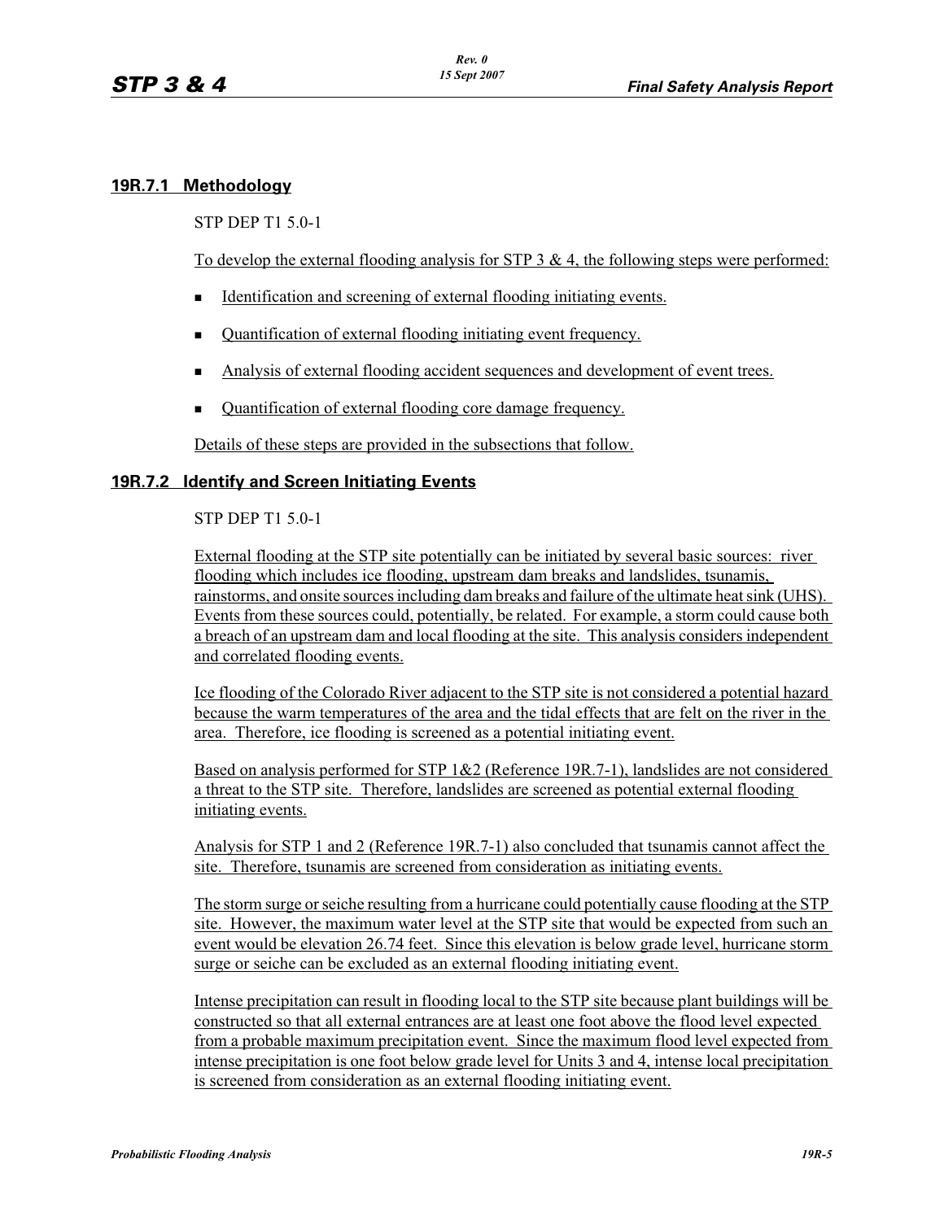## 19R.7.1 Methodology

STP DEP T1 5.0-1

To develop the external flooding analysis for STP 3 & 4, the following steps were performed:

- Identification and screening of external flooding initiating events.
- Quantification of external flooding initiating event frequency.
- Analysis of external flooding accident sequences and development of event trees.
- Quantification of external flooding core damage frequency.

Details of these steps are provided in the subsections that follow.

## 19R.7.2 Identify and Screen Initiating Events

STP DEP T1 5.0-1

External flooding at the STP site potentially can be initiated by several basic sources: river flooding which includes ice flooding, upstream dam breaks and landslides, tsunamis, rainstorms, and onsite sources including dam breaks and failure of the ultimate heat sink (UHS). Events from these sources could, potentially, be related. For example, a storm could cause both a breach of an upstream dam and local flooding at the site. This analysis considers independent and correlated flooding events.

Ice flooding of the Colorado River adjacent to the STP site is not considered a potential hazard because the warm temperatures of the area and the tidal effects that are felt on the river in the area. Therefore, ice flooding is screened as a potential initiating event.

Based on analysis performed for STP 1&2 (Reference 19R.7-1), landslides are not considered a threat to the STP site. Therefore, landslides are screened as potential external flooding initiating events.

Analysis for STP 1 and 2 (Reference 19R.7-1) also concluded that tsunamis cannot affect the site. Therefore, tsunamis are screened from consideration as initiating events.

The storm surge or seiche resulting from a hurricane could potentially cause flooding at the STP site. However, the maximum water level at the STP site that would be expected from such an event would be elevation 26.74 feet. Since this elevation is below grade level, hurricane storm surge or seiche can be excluded as an external flooding initiating event.

Intense precipitation can result in flooding local to the STP site because plant buildings will be constructed so that all external entrances are at least one foot above the flood level expected from a probable maximum precipitation event. Since the maximum flood level expected from intense precipitation is one foot below grade level for Units 3 and 4, intense local precipitation is screened from consideration as an external flooding initiating event.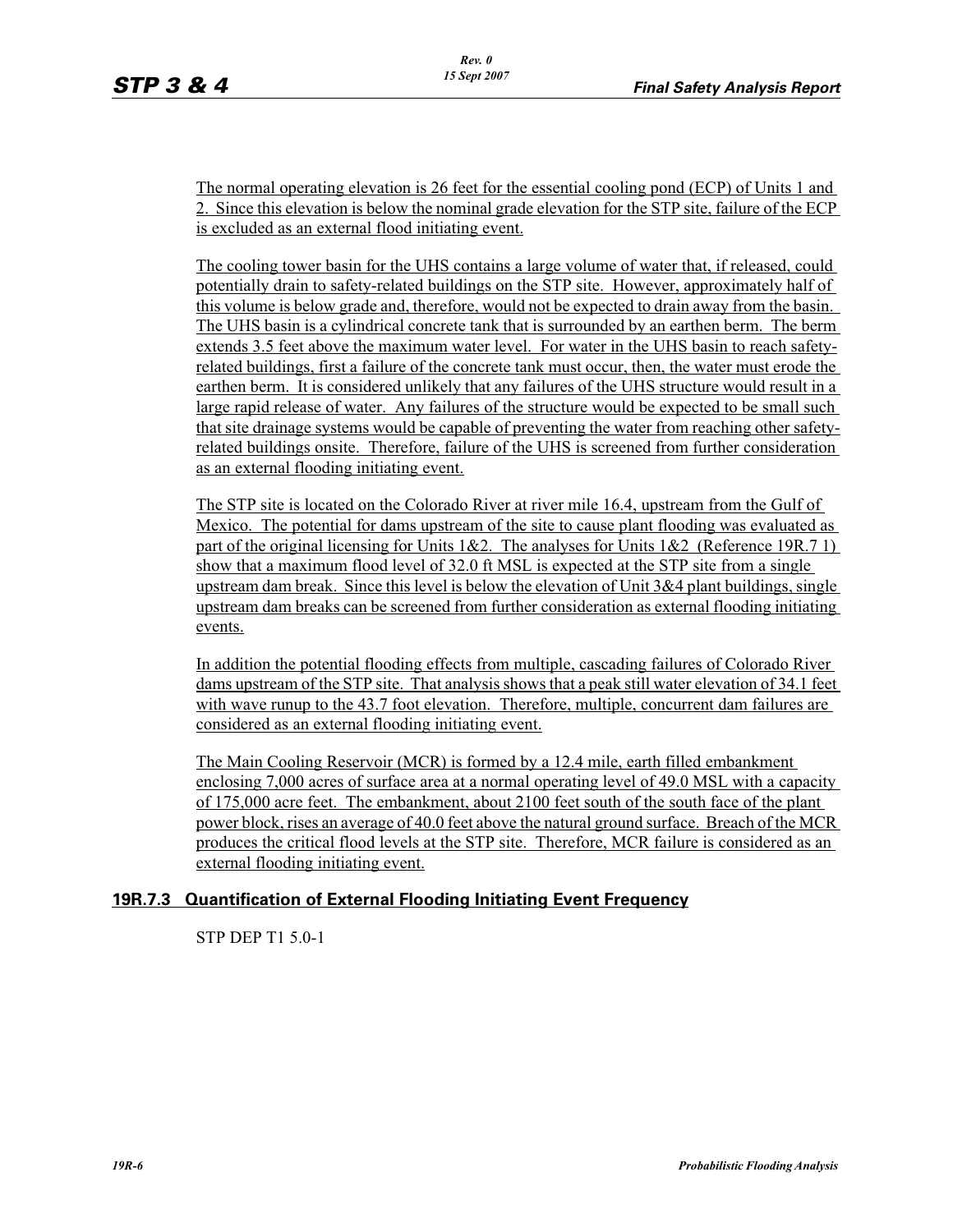The normal operating elevation is 26 feet for the essential cooling pond (ECP) of Units 1 and 2. Since this elevation is below the nominal grade elevation for the STP site, failure of the ECP is excluded as an external flood initiating event.

The cooling tower basin for the UHS contains a large volume of water that, if released, could potentially drain to safety-related buildings on the STP site. However, approximately half of this volume is below grade and, therefore, would not be expected to drain away from the basin. The UHS basin is a cylindrical concrete tank that is surrounded by an earthen berm. The berm extends 3.5 feet above the maximum water level. For water in the UHS basin to reach safety-related buildings, first a failure of the concrete tank must occur, then, the water must erode the earthen berm. It is considered unlikely that any failures of the UHS structure would result in a large rapid release of water. Any failures of the structure would be expected to be small such that site drainage systems would be capable of preventing the water from reaching other safety-related buildings onsite. Therefore, failure of the UHS is screened from further consideration as an external flooding initiating event.

The STP site is located on the Colorado River at river mile 16.4, upstream from the Gulf of Mexico. The potential for dams upstream of the site to cause plant flooding was evaluated as part of the original licensing for Units 1&2. The analyses for Units 1&2 (Reference 19R.7 1) show that a maximum flood level of 32.0 ft MSL is expected at the STP site from a single upstream dam break. Since this level is below the elevation of Unit 3&4 plant buildings, single upstream dam breaks can be screened from further consideration as external flooding initiating events.

In addition the potential flooding effects from multiple, cascading failures of Colorado River dams upstream of the STP site. That analysis shows that a peak still water elevation of 34.1 feet with wave runup to the 43.7 foot elevation. Therefore, multiple, concurrent dam failures are considered as an external flooding initiating event.

The Main Cooling Reservoir (MCR) is formed by a 12.4 mile, earth filled embankment enclosing 7,000 acres of surface area at a normal operating level of 49.0 MSL with a capacity of 175,000 acre feet. The embankment, about 2100 feet south of the south face of the plant power block, rises an average of 40.0 feet above the natural ground surface. Breach of the MCR produces the critical flood levels at the STP site. Therefore, MCR failure is considered as an external flooding initiating event.

## 19R.7.3 Quantification of External Flooding Initiating Event Frequency

STP DEP T1 5.0-1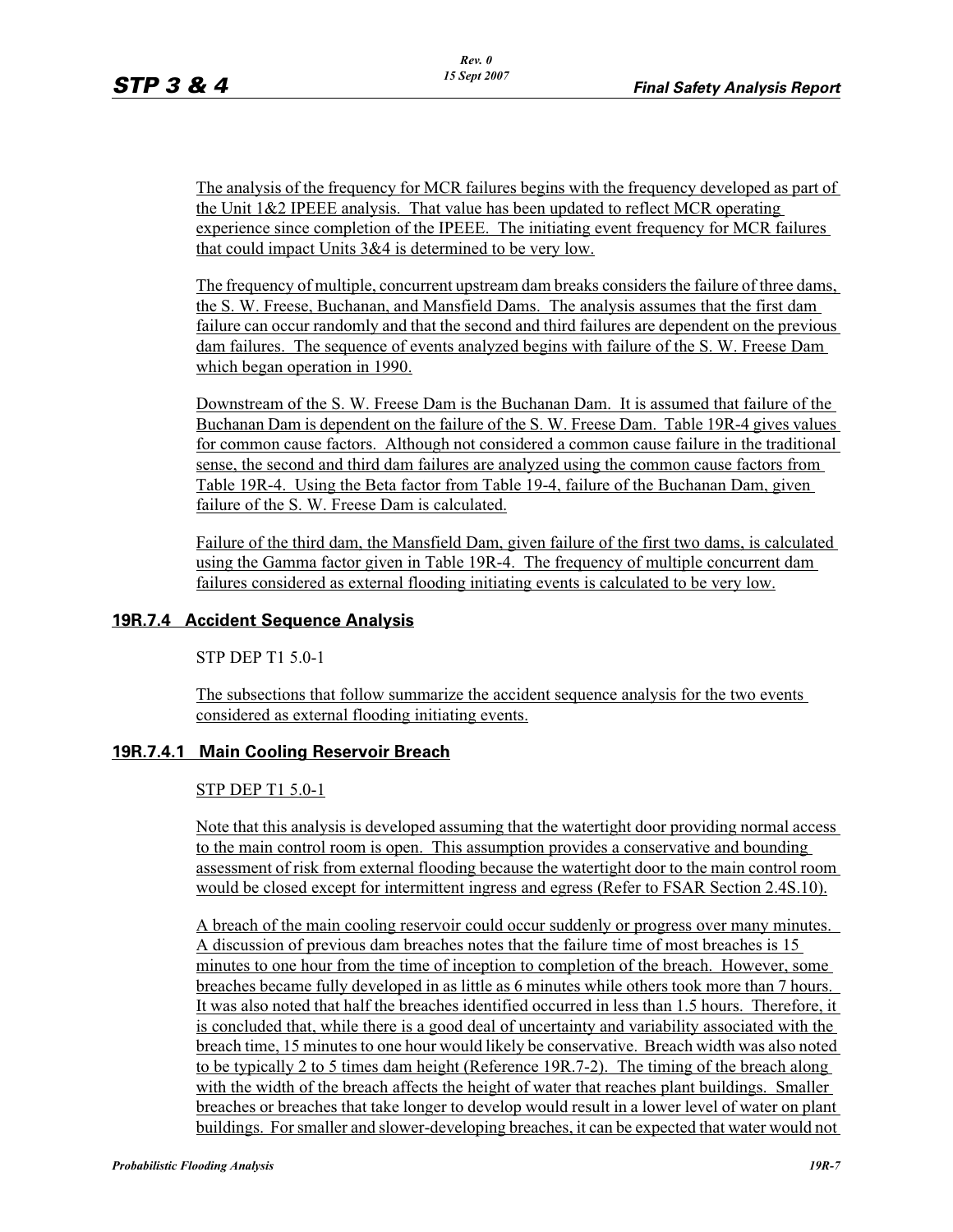The analysis of the frequency for MCR failures begins with the frequency developed as part of the Unit 1&2 IPEEE analysis. That value has been updated to reflect MCR operating experience since completion of the IPEEE. The initiating event frequency for MCR failures that could impact Units 3&4 is determined to be very low.

The frequency of multiple, concurrent upstream dam breaks considers the failure of three dams, the S. W. Freese, Buchanan, and Mansfield Dams. The analysis assumes that the first dam failure can occur randomly and that the second and third failures are dependent on the previous dam failures. The sequence of events analyzed begins with failure of the S. W. Freese Dam which began operation in 1990.

Downstream of the S. W. Freese Dam is the Buchanan Dam. It is assumed that failure of the Buchanan Dam is dependent on the failure of the S. W. Freese Dam. Table 19R-4 gives values for common cause factors. Although not considered a common cause failure in the traditional sense, the second and third dam failures are analyzed using the common cause factors from Table 19R-4. Using the Beta factor from Table 19-4, failure of the Buchanan Dam, given failure of the S. W. Freese Dam is calculated.

Failure of the third dam, the Mansfield Dam, given failure of the first two dams, is calculated using the Gamma factor given in Table 19R-4. The frequency of multiple concurrent dam failures considered as external flooding initiating events is calculated to be very low.

### 19R.7.4 Accident Sequence Analysis

STP DEP T1 5.0-1

The subsections that follow summarize the accident sequence analysis for the two events considered as external flooding initiating events.

#### 19R.7.4.1 Main Cooling Reservoir Breach

STP DEP T1 5.0-1

Note that this analysis is developed assuming that the watertight door providing normal access to the main control room is open. This assumption provides a conservative and bounding assessment of risk from external flooding because the watertight door to the main control room would be closed except for intermittent ingress and egress (Refer to FSAR Section 2.4S.10).

A breach of the main cooling reservoir could occur suddenly or progress over many minutes. A discussion of previous dam breaches notes that the failure time of most breaches is 15 minutes to one hour from the time of inception to completion of the breach. However, some breaches became fully developed in as little as 6 minutes while others took more than 7 hours. It was also noted that half the breaches identified occurred in less than 1.5 hours. Therefore, it is concluded that, while there is a good deal of uncertainty and variability associated with the breach time, 15 minutes to one hour would likely be conservative. Breach width was also noted to be typically 2 to 5 times dam height (Reference 19R.7-2). The timing of the breach along with the width of the breach affects the height of water that reaches plant buildings. Smaller breaches or breaches that take longer to develop would result in a lower level of water on plant buildings. For smaller and slower-developing breaches, it can be expected that water would not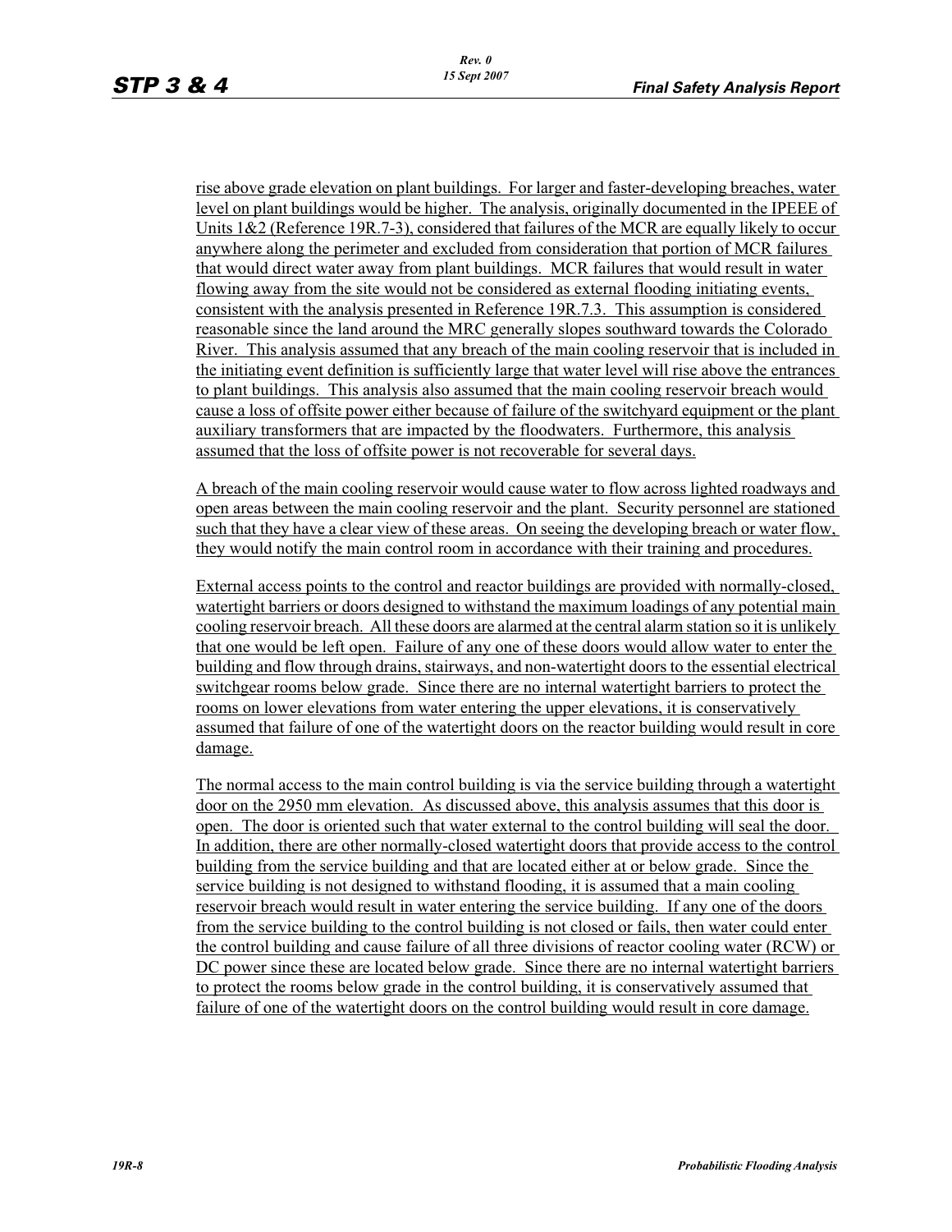rise above grade elevation on plant buildings. For larger and faster-developing breaches, water level on plant buildings would be higher. The analysis, originally documented in the IPEEE of Units 1&2 (Reference 19R.7-3), considered that failures of the MCR are equally likely to occur anywhere along the perimeter and excluded from consideration that portion of MCR failures that would direct water away from plant buildings. MCR failures that would result in water flowing away from the site would not be considered as external flooding initiating events, consistent with the analysis presented in Reference 19R.7.3. This assumption is considered reasonable since the land around the MRC generally slopes southward towards the Colorado River. This analysis assumed that any breach of the main cooling reservoir that is included in the initiating event definition is sufficiently large that water level will rise above the entrances to plant buildings. This analysis also assumed that the main cooling reservoir breach would cause a loss of offsite power either because of failure of the switchyard equipment or the plant auxiliary transformers that are impacted by the floodwaters. Furthermore, this analysis assumed that the loss of offsite power is not recoverable for several days.

A breach of the main cooling reservoir would cause water to flow across lighted roadways and open areas between the main cooling reservoir and the plant. Security personnel are stationed such that they have a clear view of these areas. On seeing the developing breach or water flow, they would notify the main control room in accordance with their training and procedures.

External access points to the control and reactor buildings are provided with normally-closed, watertight barriers or doors designed to withstand the maximum loadings of any potential main cooling reservoir breach. All these doors are alarmed at the central alarm station so it is unlikely that one would be left open. Failure of any one of these doors would allow water to enter the building and flow through drains, stairways, and non-watertight doors to the essential electrical switchgear rooms below grade. Since there are no internal watertight barriers to protect the rooms on lower elevations from water entering the upper elevations, it is conservatively assumed that failure of one of the watertight doors on the reactor building would result in core damage.

The normal access to the main control building is via the service building through a watertight door on the 2950 mm elevation. As discussed above, this analysis assumes that this door is open. The door is oriented such that water external to the control building will seal the door. In addition, there are other normally-closed watertight doors that provide access to the control building from the service building and that are located either at or below grade. Since the service building is not designed to withstand flooding, it is assumed that a main cooling reservoir breach would result in water entering the service building. If any one of the doors from the service building to the control building is not closed or fails, then water could enter the control building and cause failure of all three divisions of reactor cooling water (RCW) or DC power since these are located below grade. Since there are no internal watertight barriers to protect the rooms below grade in the control building, it is conservatively assumed that failure of one of the watertight doors on the control building would result in core damage.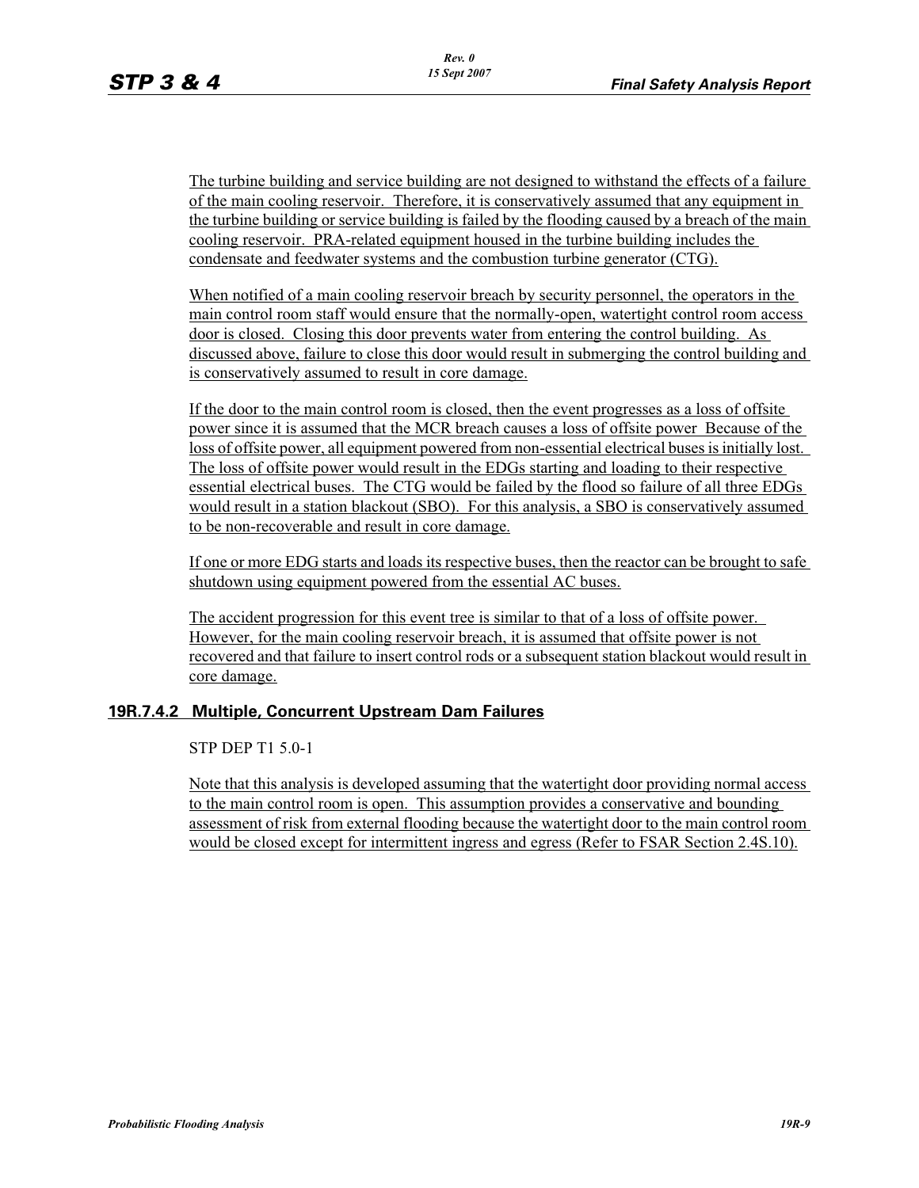The turbine building and service building are not designed to withstand the effects of a failure of the main cooling reservoir. Therefore, it is conservatively assumed that any equipment in the turbine building or service building is failed by the flooding caused by a breach of the main cooling reservoir. PRA-related equipment housed in the turbine building includes the condensate and feedwater systems and the combustion turbine generator (CTG).

When notified of a main cooling reservoir breach by security personnel, the operators in the main control room staff would ensure that the normally-open, watertight control room access door is closed. Closing this door prevents water from entering the control building. As discussed above, failure to close this door would result in submerging the control building and is conservatively assumed to result in core damage.

If the door to the main control room is closed, then the event progresses as a loss of offsite power since it is assumed that the MCR breach causes a loss of offsite power Because of the loss of offsite power, all equipment powered from non-essential electrical buses is initially lost. The loss of offsite power would result in the EDGs starting and loading to their respective essential electrical buses. The CTG would be failed by the flood so failure of all three EDGs would result in a station blackout (SBO). For this analysis, a SBO is conservatively assumed to be non-recoverable and result in core damage.

If one or more EDG starts and loads its respective buses, then the reactor can be brought to safe shutdown using equipment powered from the essential AC buses.

The accident progression for this event tree is similar to that of a loss of offsite power. However, for the main cooling reservoir breach, it is assumed that offsite power is not recovered and that failure to insert control rods or a subsequent station blackout would result in core damage.

### 19R.7.4.2 Multiple, Concurrent Upstream Dam Failures

STP DEP T1 5.0-1

Note that this analysis is developed assuming that the watertight door providing normal access to the main control room is open. This assumption provides a conservative and bounding assessment of risk from external flooding because the watertight door to the main control room would be closed except for intermittent ingress and egress (Refer to FSAR Section 2.4S.10).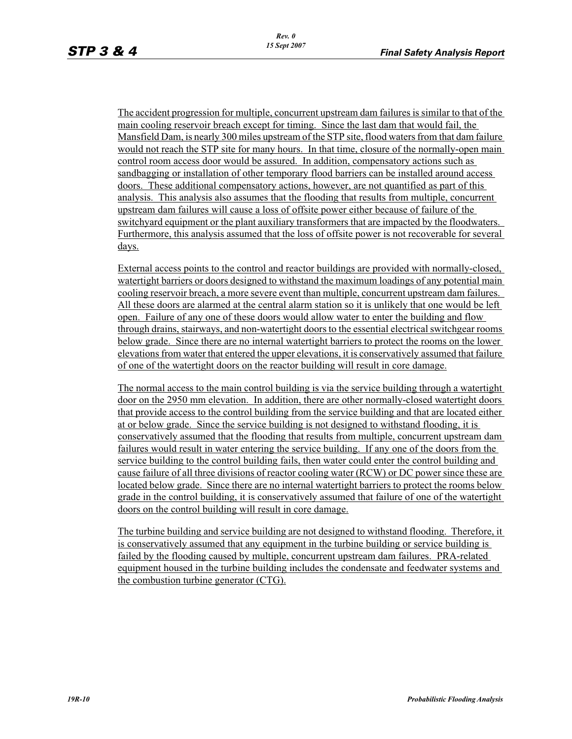The accident progression for multiple, concurrent upstream dam failures is similar to that of the main cooling reservoir breach except for timing. Since the last dam that would fail, the Mansfield Dam, is nearly 300 miles upstream of the STP site, flood waters from that dam failure would not reach the STP site for many hours. In that time, closure of the normally-open main control room access door would be assured. In addition, compensatory actions such as sandbagging or installation of other temporary flood barriers can be installed around access doors. These additional compensatory actions, however, are not quantified as part of this analysis. This analysis also assumes that the flooding that results from multiple, concurrent upstream dam failures will cause a loss of offsite power either because of failure of the switchyard equipment or the plant auxiliary transformers that are impacted by the floodwaters. Furthermore, this analysis assumed that the loss of offsite power is not recoverable for several days.

External access points to the control and reactor buildings are provided with normally-closed, watertight barriers or doors designed to withstand the maximum loadings of any potential main cooling reservoir breach, a more severe event than multiple, concurrent upstream dam failures. All these doors are alarmed at the central alarm station so it is unlikely that one would be left open. Failure of any one of these doors would allow water to enter the building and flow through drains, stairways, and non-watertight doors to the essential electrical switchgear rooms below grade. Since there are no internal watertight barriers to protect the rooms on the lower elevations from water that entered the upper elevations, it is conservatively assumed that failure of one of the watertight doors on the reactor building will result in core damage.

The normal access to the main control building is via the service building through a watertight door on the 2950 mm elevation. In addition, there are other normally-closed watertight doors that provide access to the control building from the service building and that are located either at or below grade. Since the service building is not designed to withstand flooding, it is conservatively assumed that the flooding that results from multiple, concurrent upstream dam failures would result in water entering the service building. If any one of the doors from the service building to the control building fails, then water could enter the control building and cause failure of all three divisions of reactor cooling water (RCW) or DC power since these are located below grade. Since there are no internal watertight barriers to protect the rooms below grade in the control building, it is conservatively assumed that failure of one of the watertight doors on the control building will result in core damage.

The turbine building and service building are not designed to withstand flooding. Therefore, it is conservatively assumed that any equipment in the turbine building or service building is failed by the flooding caused by multiple, concurrent upstream dam failures. PRA-related equipment housed in the turbine building includes the condensate and feedwater systems and the combustion turbine generator (CTG).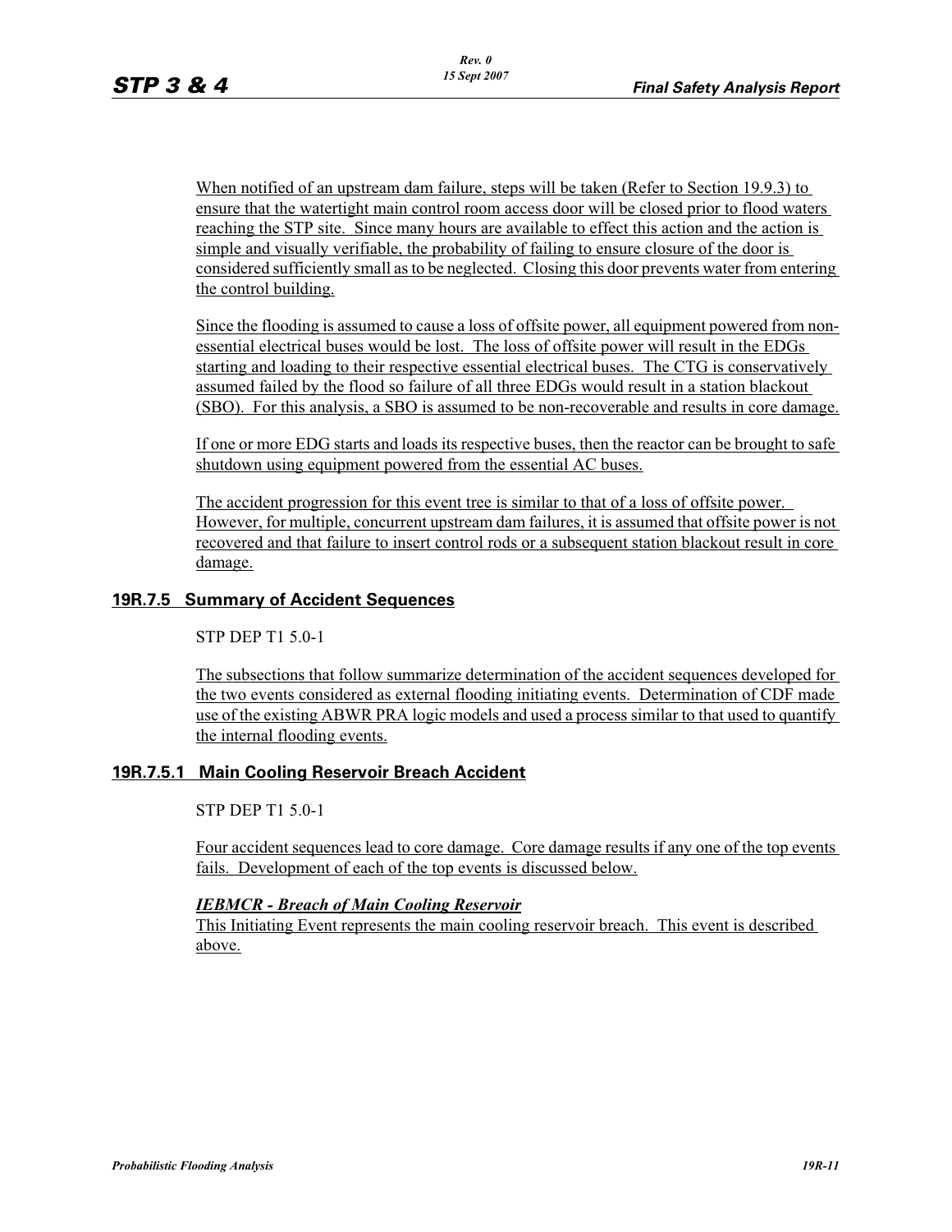When notified of an upstream dam failure, steps will be taken (Refer to Section 19.9.3) to ensure that the watertight main control room access door will be closed prior to flood waters reaching the STP site. Since many hours are available to effect this action and the action is simple and visually verifiable, the probability of failing to ensure closure of the door is considered sufficiently small as to be neglected. Closing this door prevents water from entering the control building.

Since the flooding is assumed to cause a loss of offsite power, all equipment powered from non-essential electrical buses would be lost. The loss of offsite power will result in the EDGs starting and loading to their respective essential electrical buses. The CTG is conservatively assumed failed by the flood so failure of all three EDGs would result in a station blackout (SBO). For this analysis, a SBO is assumed to be non-recoverable and results in core damage.

If one or more EDG starts and loads its respective buses, then the reactor can be brought to safe shutdown using equipment powered from the essential AC buses.

The accident progression for this event tree is similar to that of a loss of offsite power. However, for multiple, concurrent upstream dam failures, it is assumed that offsite power is not recovered and that failure to insert control rods or a subsequent station blackout result in core damage.

### 19R.7.5 Summary of Accident Sequences

STP DEP T1 5.0-1

The subsections that follow summarize determination of the accident sequences developed for the two events considered as external flooding initiating events. Determination of CDF made use of the existing ABWR PRA logic models and used a process similar to that used to quantify the internal flooding events.

#### 19R.7.5.1 Main Cooling Reservoir Breach Accident

STP DEP T1 5.0-1

Four accident sequences lead to core damage. Core damage results if any one of the top events fails. Development of each of the top events is discussed below.

***IEBMCR - Breach of Main Cooling Reservoir***

This Initiating Event represents the main cooling reservoir breach. This event is described above.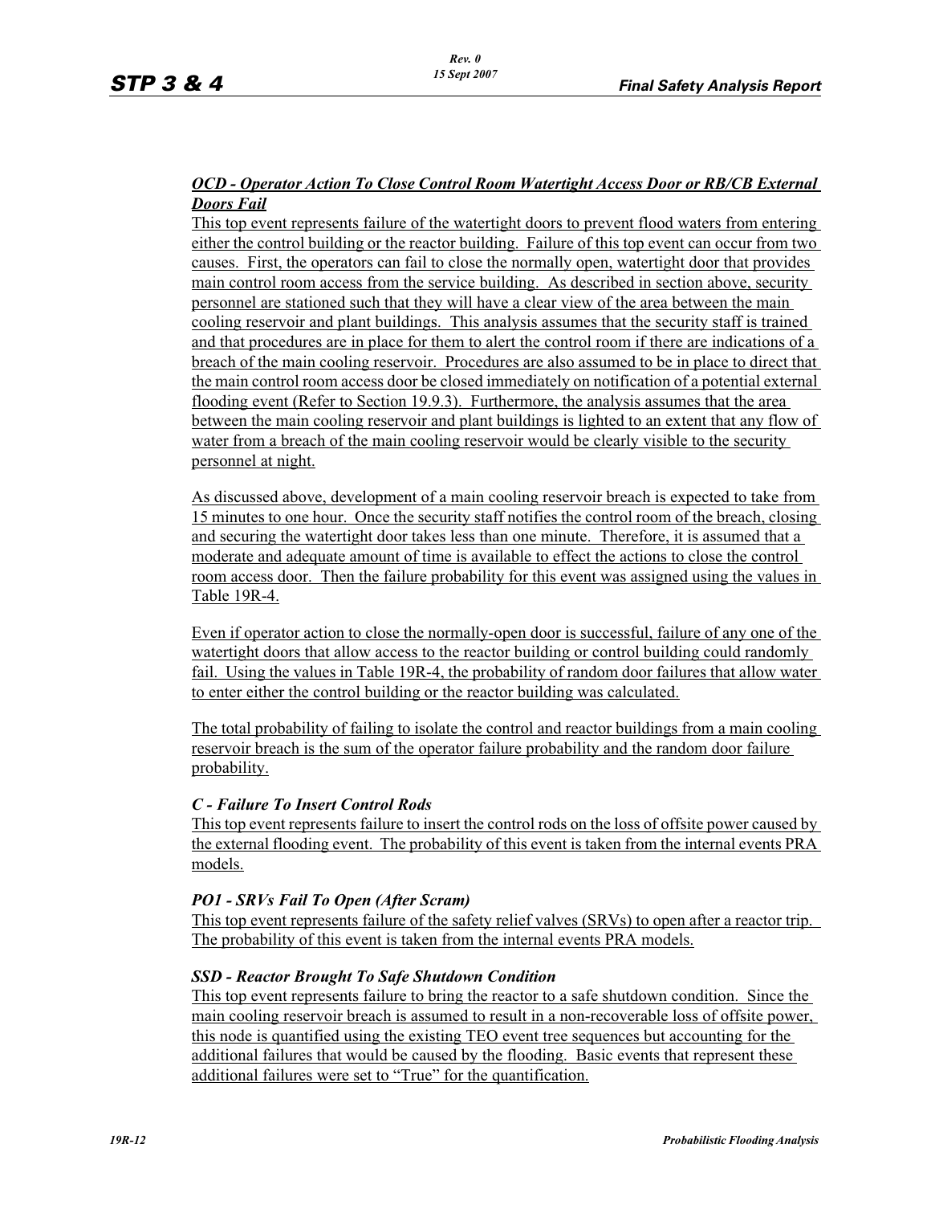***OCD - Operator Action To Close Control Room Watertight Access Door or RB/CB External Doors Fail***

This top event represents failure of the watertight doors to prevent flood waters from entering either the control building or the reactor building. Failure of this top event can occur from two causes. First, the operators can fail to close the normally open, watertight door that provides main control room access from the service building. As described in section above, security personnel are stationed such that they will have a clear view of the area between the main cooling reservoir and plant buildings. This analysis assumes that the security staff is trained and that procedures are in place for them to alert the control room if there are indications of a breach of the main cooling reservoir. Procedures are also assumed to be in place to direct that the main control room access door be closed immediately on notification of a potential external flooding event (Refer to Section 19.9.3). Furthermore, the analysis assumes that the area between the main cooling reservoir and plant buildings is lighted to an extent that any flow of water from a breach of the main cooling reservoir would be clearly visible to the security personnel at night.

As discussed above, development of a main cooling reservoir breach is expected to take from 15 minutes to one hour. Once the security staff notifies the control room of the breach, closing and securing the watertight door takes less than one minute. Therefore, it is assumed that a moderate and adequate amount of time is available to effect the actions to close the control room access door. Then the failure probability for this event was assigned using the values in Table 19R-4.

Even if operator action to close the normally-open door is successful, failure of any one of the watertight doors that allow access to the reactor building or control building could randomly fail. Using the values in Table 19R-4, the probability of random door failures that allow water to enter either the control building or the reactor building was calculated.

The total probability of failing to isolate the control and reactor buildings from a main cooling reservoir breach is the sum of the operator failure probability and the random door failure probability.

***C - Failure To Insert Control Rods***

This top event represents failure to insert the control rods on the loss of offsite power caused by the external flooding event. The probability of this event is taken from the internal events PRA models.

***PO1 - SRVs Fail To Open (After Scram)***

This top event represents failure of the safety relief valves (SRVs) to open after a reactor trip. The probability of this event is taken from the internal events PRA models.

***SSD - Reactor Brought To Safe Shutdown Condition***

This top event represents failure to bring the reactor to a safe shutdown condition. Since the main cooling reservoir breach is assumed to result in a non-recoverable loss of offsite power, this node is quantified using the existing TEO event tree sequences but accounting for the additional failures that would be caused by the flooding. Basic events that represent these additional failures were set to "True" for the quantification.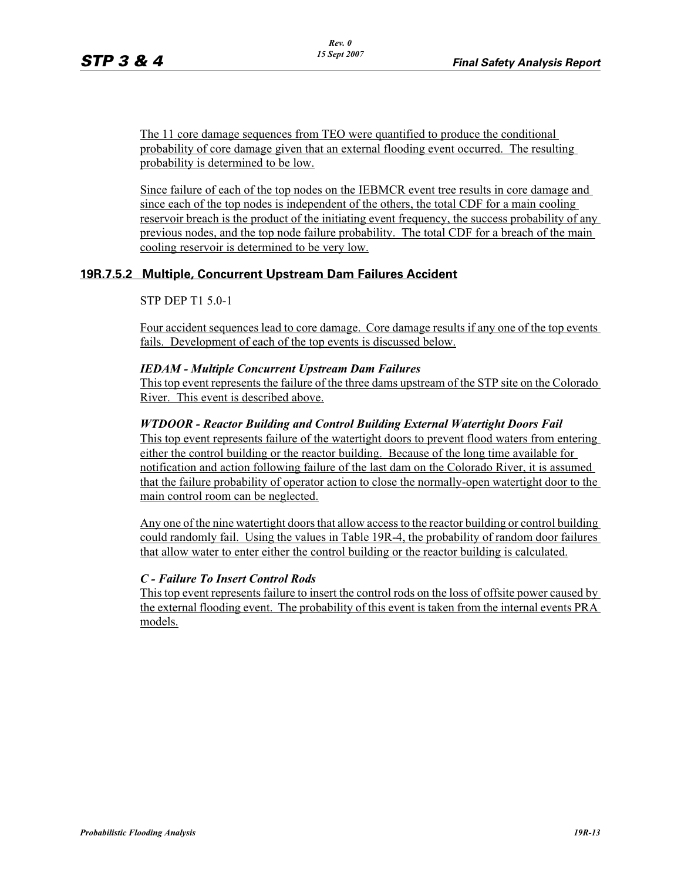The 11 core damage sequences from TEO were quantified to produce the conditional probability of core damage given that an external flooding event occurred. The resulting probability is determined to be low.

Since failure of each of the top nodes on the IEBMCR event tree results in core damage and since each of the top nodes is independent of the others, the total CDF for a main cooling reservoir breach is the product of the initiating event frequency, the success probability of any previous nodes, and the top node failure probability. The total CDF for a breach of the main cooling reservoir is determined to be very low.

### 19R.7.5.2 Multiple, Concurrent Upstream Dam Failures Accident

STP DEP T1 5.0-1

Four accident sequences lead to core damage. Core damage results if any one of the top events fails. Development of each of the top events is discussed below.

***IEDAM - Multiple Concurrent Upstream Dam Failures***
This top event represents the failure of the three dams upstream of the STP site on the Colorado River. This event is described above.

***WTDOOR - Reactor Building and Control Building External Watertight Doors Fail***
This top event represents failure of the watertight doors to prevent flood waters from entering either the control building or the reactor building. Because of the long time available for notification and action following failure of the last dam on the Colorado River, it is assumed that the failure probability of operator action to close the normally-open watertight door to the main control room can be neglected.

Any one of the nine watertight doors that allow access to the reactor building or control building could randomly fail. Using the values in Table 19R-4, the probability of random door failures that allow water to enter either the control building or the reactor building is calculated.

***C - Failure To Insert Control Rods***
This top event represents failure to insert the control rods on the loss of offsite power caused by the external flooding event. The probability of this event is taken from the internal events PRA models.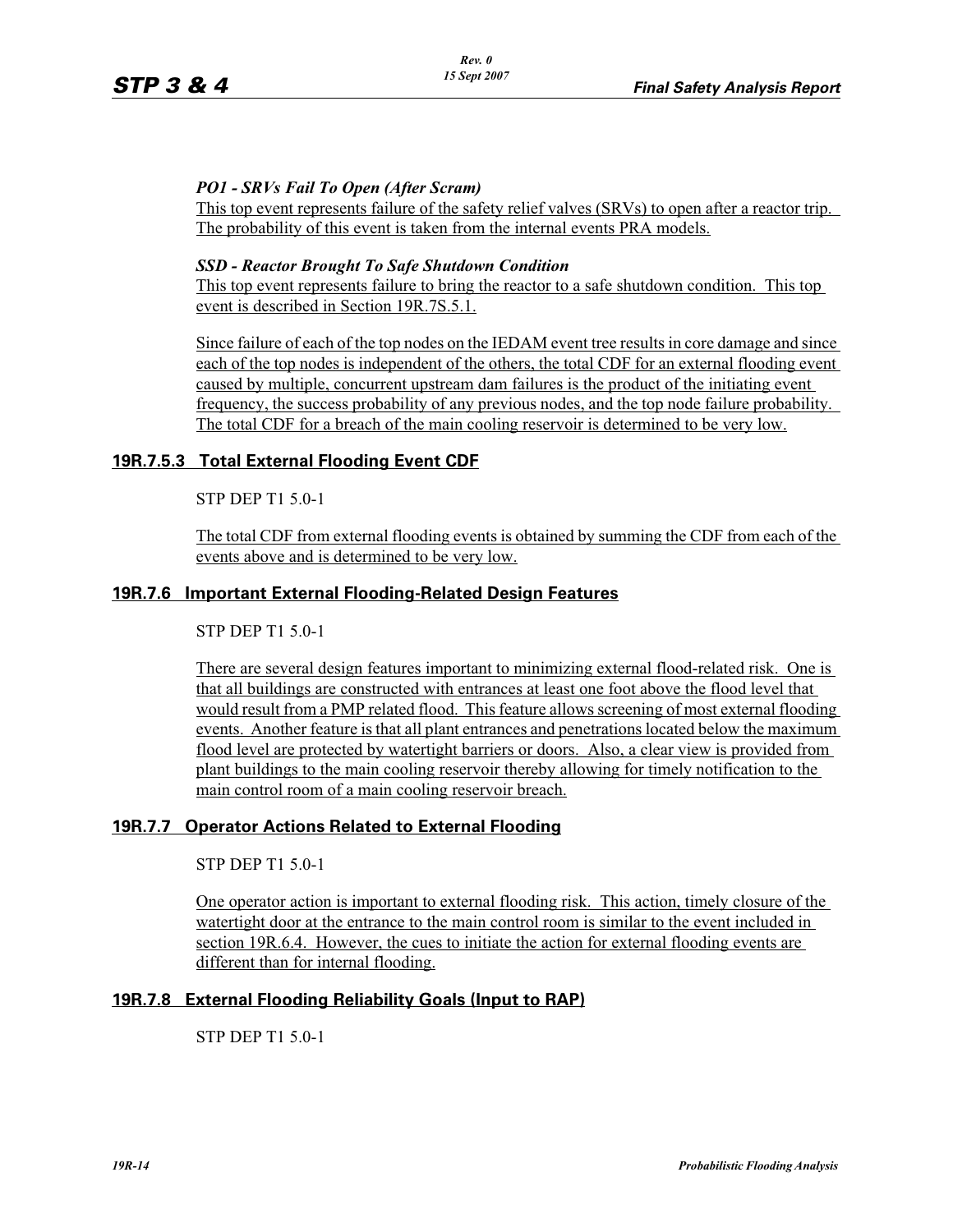***PO1 - SRVs Fail To Open (After Scram)***

This top event represents failure of the safety relief valves (SRVs) to open after a reactor trip. The probability of this event is taken from the internal events PRA models.

***SSD - Reactor Brought To Safe Shutdown Condition***

This top event represents failure to bring the reactor to a safe shutdown condition. This top event is described in Section 19R.7S.5.1.

Since failure of each of the top nodes on the IEDAM event tree results in core damage and since each of the top nodes is independent of the others, the total CDF for an external flooding event caused by multiple, concurrent upstream dam failures is the product of the initiating event frequency, the success probability of any previous nodes, and the top node failure probability. The total CDF for a breach of the main cooling reservoir is determined to be very low.

### 19R.7.5.3 Total External Flooding Event CDF

STP DEP T1 5.0-1

The total CDF from external flooding events is obtained by summing the CDF from each of the events above and is determined to be very low.

## 19R.7.6 Important External Flooding-Related Design Features

STP DEP T1 5.0-1

There are several design features important to minimizing external flood-related risk. One is that all buildings are constructed with entrances at least one foot above the flood level that would result from a PMP related flood. This feature allows screening of most external flooding events. Another feature is that all plant entrances and penetrations located below the maximum flood level are protected by watertight barriers or doors. Also, a clear view is provided from plant buildings to the main cooling reservoir thereby allowing for timely notification to the main control room of a main cooling reservoir breach.

## 19R.7.7 Operator Actions Related to External Flooding

STP DEP T1 5.0-1

One operator action is important to external flooding risk. This action, timely closure of the watertight door at the entrance to the main control room is similar to the event included in section 19R.6.4. However, the cues to initiate the action for external flooding events are different than for internal flooding.

## 19R.7.8 External Flooding Reliability Goals (Input to RAP)

STP DEP T1 5.0-1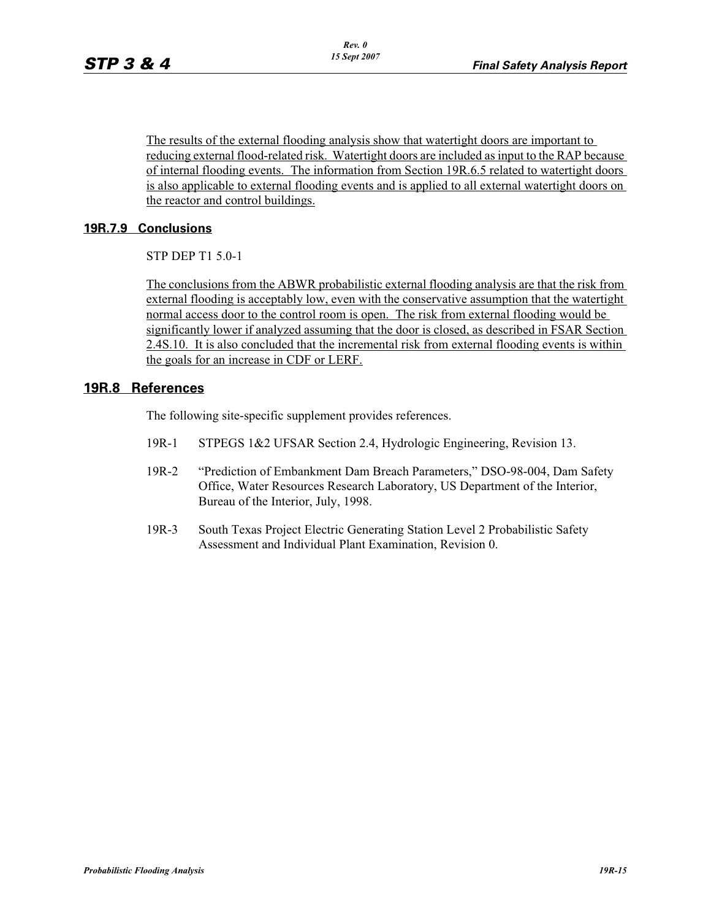The results of the external flooding analysis show that watertight doors are important to reducing external flood-related risk. Watertight doors are included as input to the RAP because of internal flooding events. The information from Section 19R.6.5 related to watertight doors is also applicable to external flooding events and is applied to all external watertight doors on the reactor and control buildings.

### 19R.7.9 Conclusions

STP DEP T1 5.0-1

The conclusions from the ABWR probabilistic external flooding analysis are that the risk from external flooding is acceptably low, even with the conservative assumption that the watertight normal access door to the control room is open. The risk from external flooding would be significantly lower if analyzed assuming that the door is closed, as described in FSAR Section 2.4S.10. It is also concluded that the incremental risk from external flooding events is within the goals for an increase in CDF or LERF.

## 19R.8 References

The following site-specific supplement provides references.

19R-1 STPEGS 1&2 UFSAR Section 2.4, Hydrologic Engineering, Revision 13.

19R-2 "Prediction of Embankment Dam Breach Parameters," DSO-98-004, Dam Safety Office, Water Resources Research Laboratory, US Department of the Interior, Bureau of the Interior, July, 1998.

19R-3 South Texas Project Electric Generating Station Level 2 Probabilistic Safety Assessment and Individual Plant Examination, Revision 0.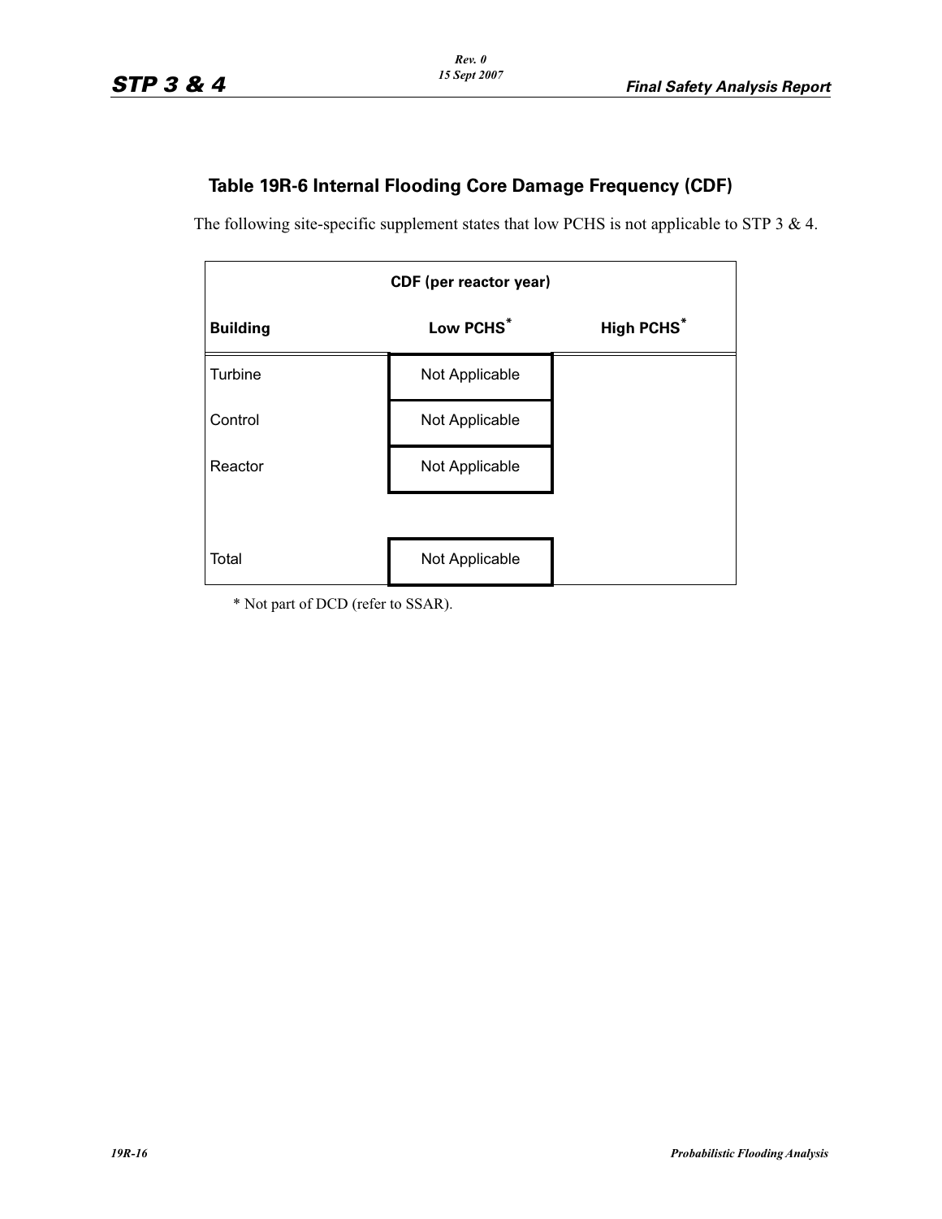## Table 19R-6 Internal Flooding Core Damage Frequency (CDF)

The following site-specific supplement states that low PCHS is not applicable to STP 3 & 4.

| CDF (per reactor year) | | |
|---|---|---|
| **Building** | **Low PCHS*** | **High PCHS*** |
| Turbine | Not Applicable | |
| Control | Not Applicable | |
| Reactor | Not Applicable | |
| | | |
| Total | Not Applicable | |

* Not part of DCD (refer to SSAR).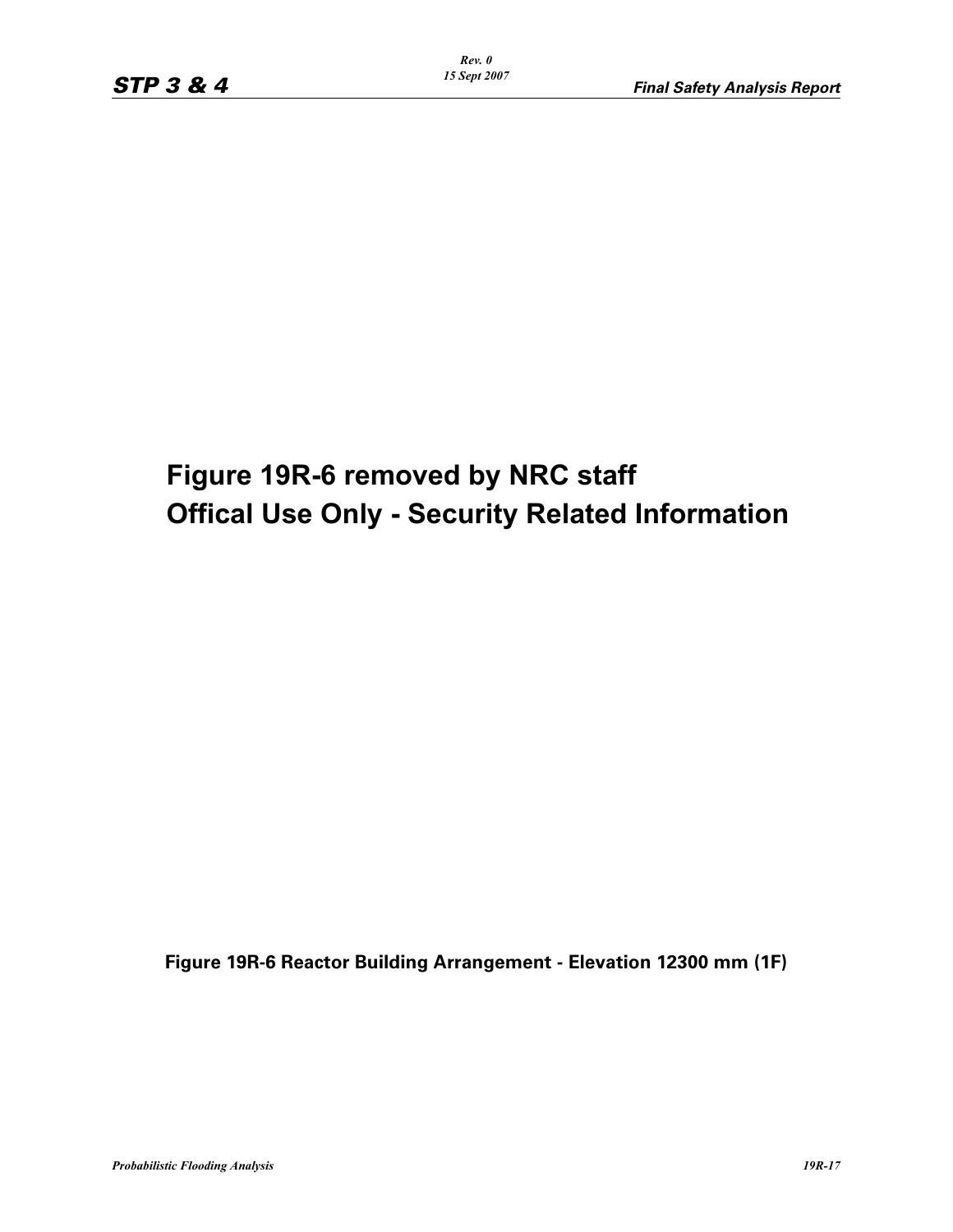**Figure 19R-6 removed by NRC staff**
**Offical Use Only - Security Related Information**

**Figure 19R-6 Reactor Building Arrangement - Elevation 12300 mm (1F)**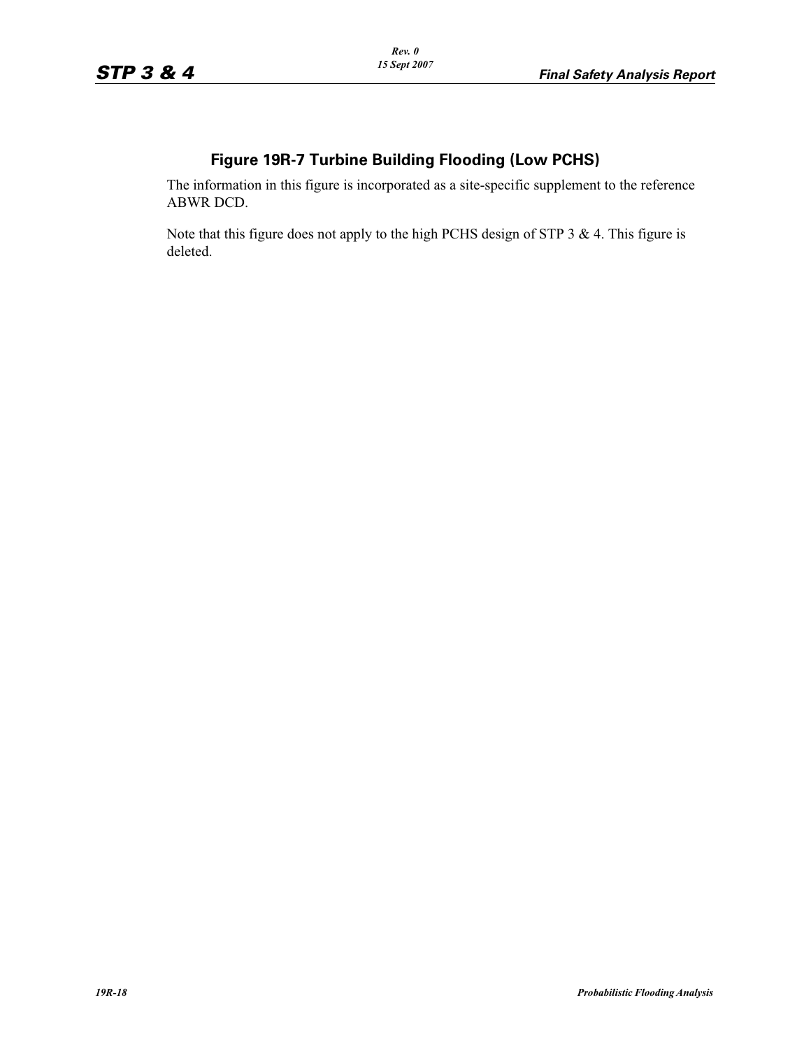# Figure 19R-7 Turbine Building Flooding (Low PCHS)

The information in this figure is incorporated as a site-specific supplement to the reference ABWR DCD.

Note that this figure does not apply to the high PCHS design of STP 3 & 4. This figure is deleted.